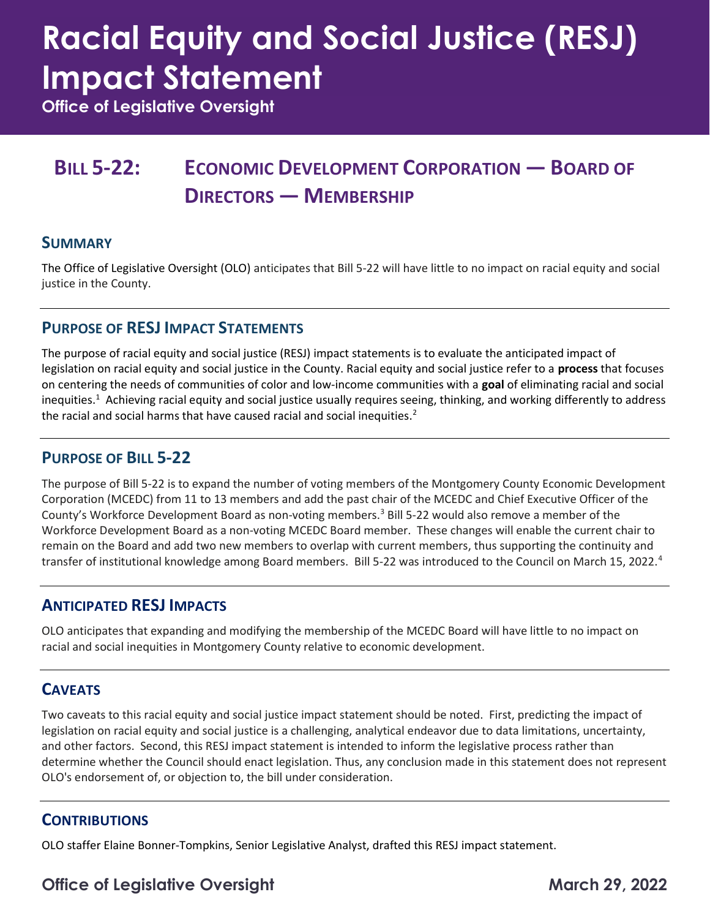# Racial Equity and Social Justice (RESJ) Impact Statement

**Office of Legislative Oversight**

## BILL 5-22: ECONOMIC DEVELOPMENT CORPORATION — BOARD OF DIRECTORS — MEMBERSHIP

### SUMMARY

The Office of Legislative Oversight (OLO) anticipates that Bill 5-22 will have little to no impact on racial equity and social justice in the County.

### PURPOSE OF RESJ IMPACT STATEMENTS

The purpose of racial equity and social justice (RESJ) impact statements is to evaluate the anticipated impact of legislation on racial equity and social justice in the County. Racial equity and social justice refer to a **process** that focuses on centering the needs of communities of color and low-income communities with a **goal** of eliminating racial and social inequities.[1] Achieving racial equity and social justice usually requires seeing, thinking, and working differently to address the racial and social harms that have caused racial and social inequities.[2]

### PURPOSE OF BILL 5-22

The purpose of Bill 5-22 is to expand the number of voting members of the Montgomery County Economic Development Corporation (MCEDC) from 11 to 13 members and add the past chair of the MCEDC and Chief Executive Officer of the County's Workforce Development Board as non-voting members.[3] Bill 5-22 would also remove a member of the Workforce Development Board as a non-voting MCEDC Board member. These changes will enable the current chair to remain on the Board and add two new members to overlap with current members, thus supporting the continuity and transfer of institutional knowledge among Board members. Bill 5-22 was introduced to the Council on March 15, 2022.[4]

### ANTICIPATED RESJ IMPACTS

OLO anticipates that expanding and modifying the membership of the MCEDC Board will have little to no impact on racial and social inequities in Montgomery County relative to economic development.

### CAVEATS

Two caveats to this racial equity and social justice impact statement should be noted. First, predicting the impact of legislation on racial equity and social justice is a challenging, analytical endeavor due to data limitations, uncertainty, and other factors. Second, this RESJ impact statement is intended to inform the legislative process rather than determine whether the Council should enact legislation. Thus, any conclusion made in this statement does not represent OLO's endorsement of, or objection to, the bill under consideration.

### CONTRIBUTIONS

OLO staffer Elaine Bonner-Tompkins, Senior Legislative Analyst, drafted this RESJ impact statement.

**Office of Legislative Oversight** **March 29, 2022**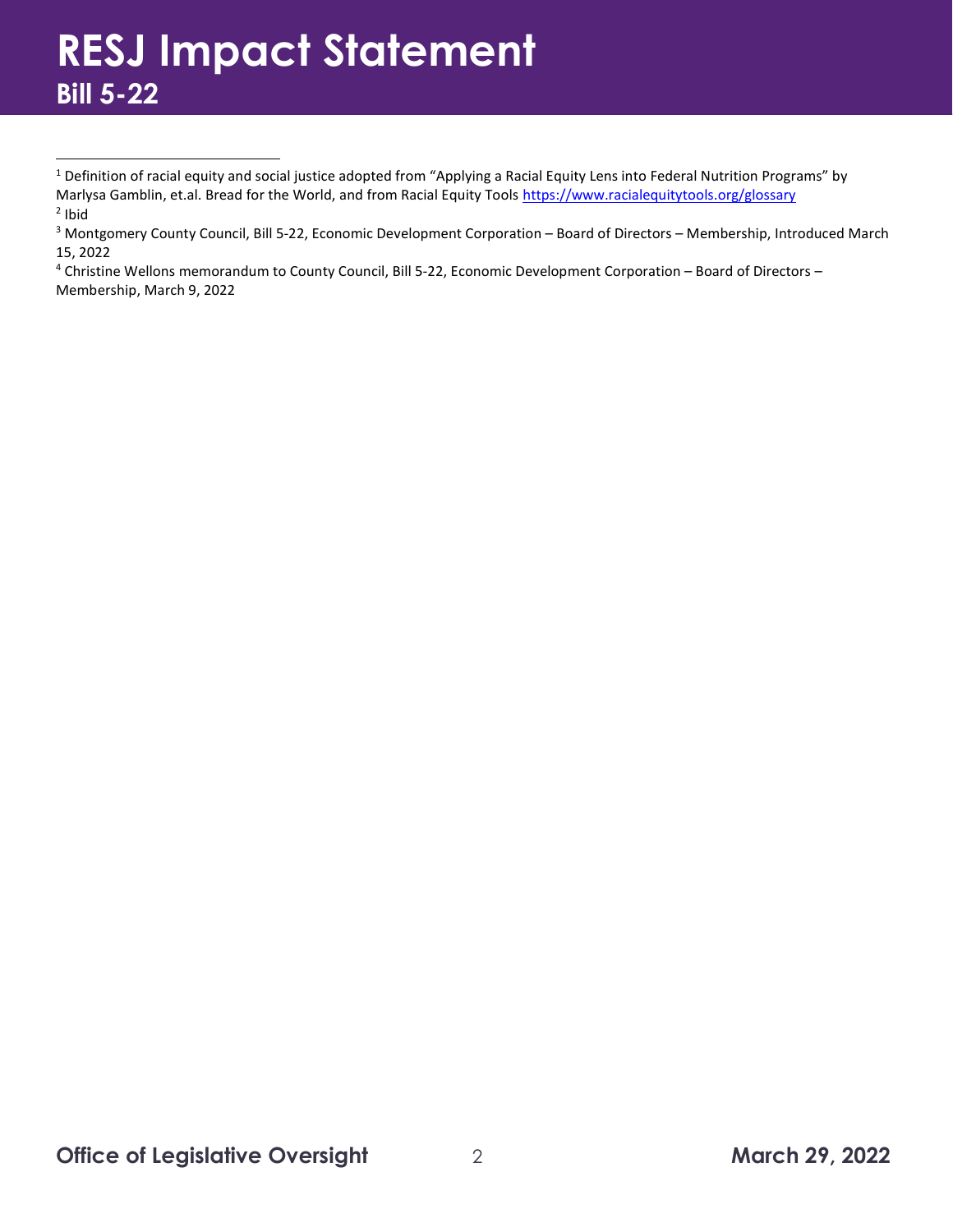[1] Definition of racial equity and social justice adopted from "Applying a Racial Equity Lens into Federal Nutrition Programs" by Marlysa Gamblin, et.al. Bread for the World, and from Racial Equity Tools https://www.racialequitytools.org/glossary

[2] Ibid

[3] Montgomery County Council, Bill 5-22, Economic Development Corporation – Board of Directors – Membership, Introduced March 15, 2022

[4] Christine Wellons memorandum to County Council, Bill 5-22, Economic Development Corporation – Board of Directors – Membership, March 9, 2022